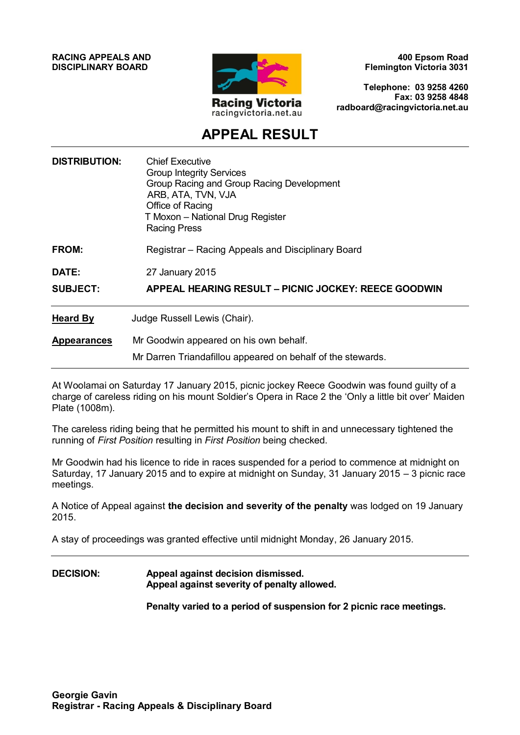**RACING APPEALS AND DISCIPLINARY BOARD**

Racing Victoria
racingvictoria.net.au

**400 Epsom Road**
**Flemington Victoria 3031**

**Telephone: 03 9258 4260**
**Fax: 03 9258 4848**
**radboard@racingvictoria.net.au**

# APPEAL RESULT

---

**DISTRIBUTION:** Chief Executive
Group Integrity Services
Group Racing and Group Racing Development
ARB, ATA, TVN, VJA
Office of Racing
T Moxon – National Drug Register
Racing Press

**FROM:** Registrar – Racing Appeals and Disciplinary Board

**DATE:** 27 January 2015

**SUBJECT:** **APPEAL HEARING RESULT – PICNIC JOCKEY: REECE GOODWIN**

---

**Heard By** Judge Russell Lewis (Chair).

**Appearances** Mr Goodwin appeared on his own behalf.

Mr Darren Triandafillou appeared on behalf of the stewards.

---

At Woolamai on Saturday 17 January 2015, picnic jockey Reece Goodwin was found guilty of a charge of careless riding on his mount Soldier's Opera in Race 2 the 'Only a little bit over' Maiden Plate (1008m).

The careless riding being that he permitted his mount to shift in and unnecessary tightened the running of *First Position* resulting in *First Position* being checked.

Mr Goodwin had his licence to ride in races suspended for a period to commence at midnight on Saturday, 17 January 2015 and to expire at midnight on Sunday, 31 January 2015 – 3 picnic race meetings.

A Notice of Appeal against **the decision and severity of the penalty** was lodged on 19 January 2015.

A stay of proceedings was granted effective until midnight Monday, 26 January 2015.

---

**DECISION:** **Appeal against decision dismissed.**
**Appeal against severity of penalty allowed.**

**Penalty varied to a period of suspension for 2 picnic race meetings.**

**Georgie Gavin**
**Registrar - Racing Appeals & Disciplinary Board**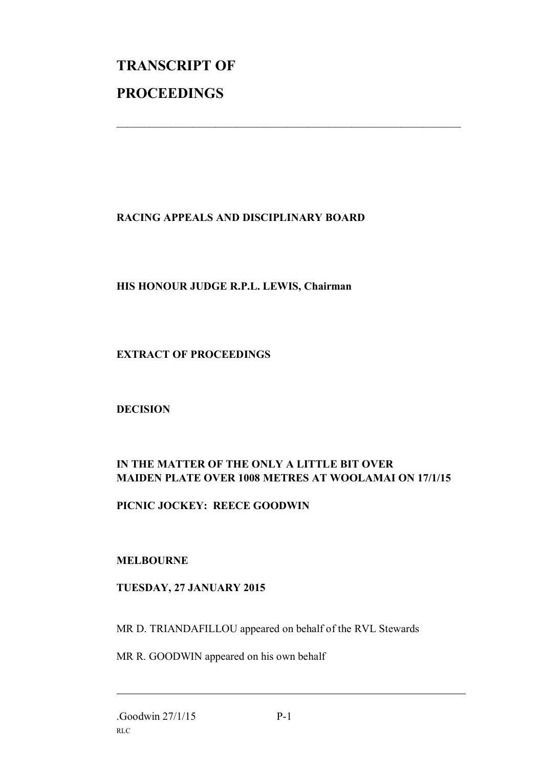# TRANSCRIPT OF PROCEEDINGS

---

**RACING APPEALS AND DISCIPLINARY BOARD**

**HIS HONOUR JUDGE R.P.L. LEWIS, Chairman**

**EXTRACT OF PROCEEDINGS**

**DECISION**

**IN THE MATTER OF THE ONLY A LITTLE BIT OVER MAIDEN PLATE OVER 1008 METRES AT WOOLAMAI ON 17/1/15**

**PICNIC JOCKEY: REECE GOODWIN**

**MELBOURNE**

**TUESDAY, 27 JANUARY 2015**

MR D. TRIANDAFILLOU appeared on behalf of the RVL Stewards

MR R. GOODWIN appeared on his own behalf

---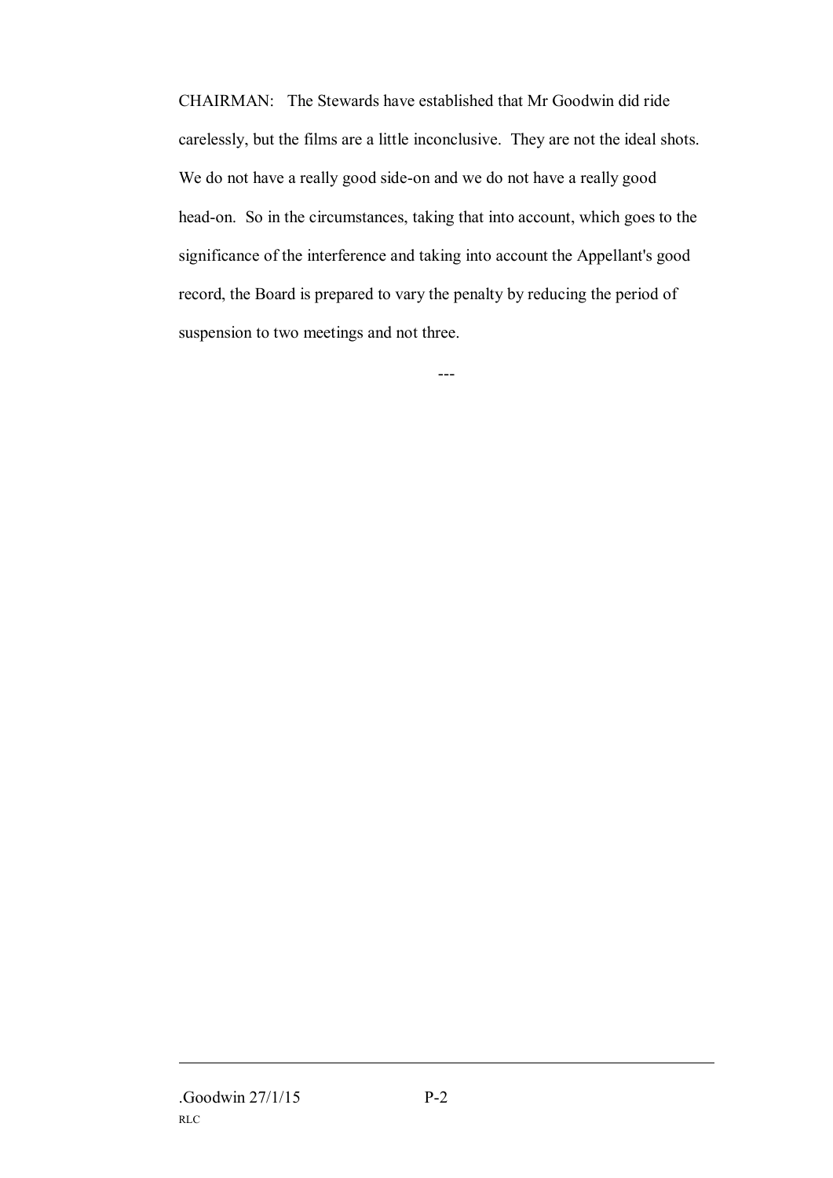CHAIRMAN: The Stewards have established that Mr Goodwin did ride carelessly, but the films are a little inconclusive. They are not the ideal shots. We do not have a really good side-on and we do not have a really good head-on. So in the circumstances, taking that into account, which goes to the significance of the interference and taking into account the Appellant's good record, the Board is prepared to vary the penalty by reducing the period of suspension to two meetings and not three.

---